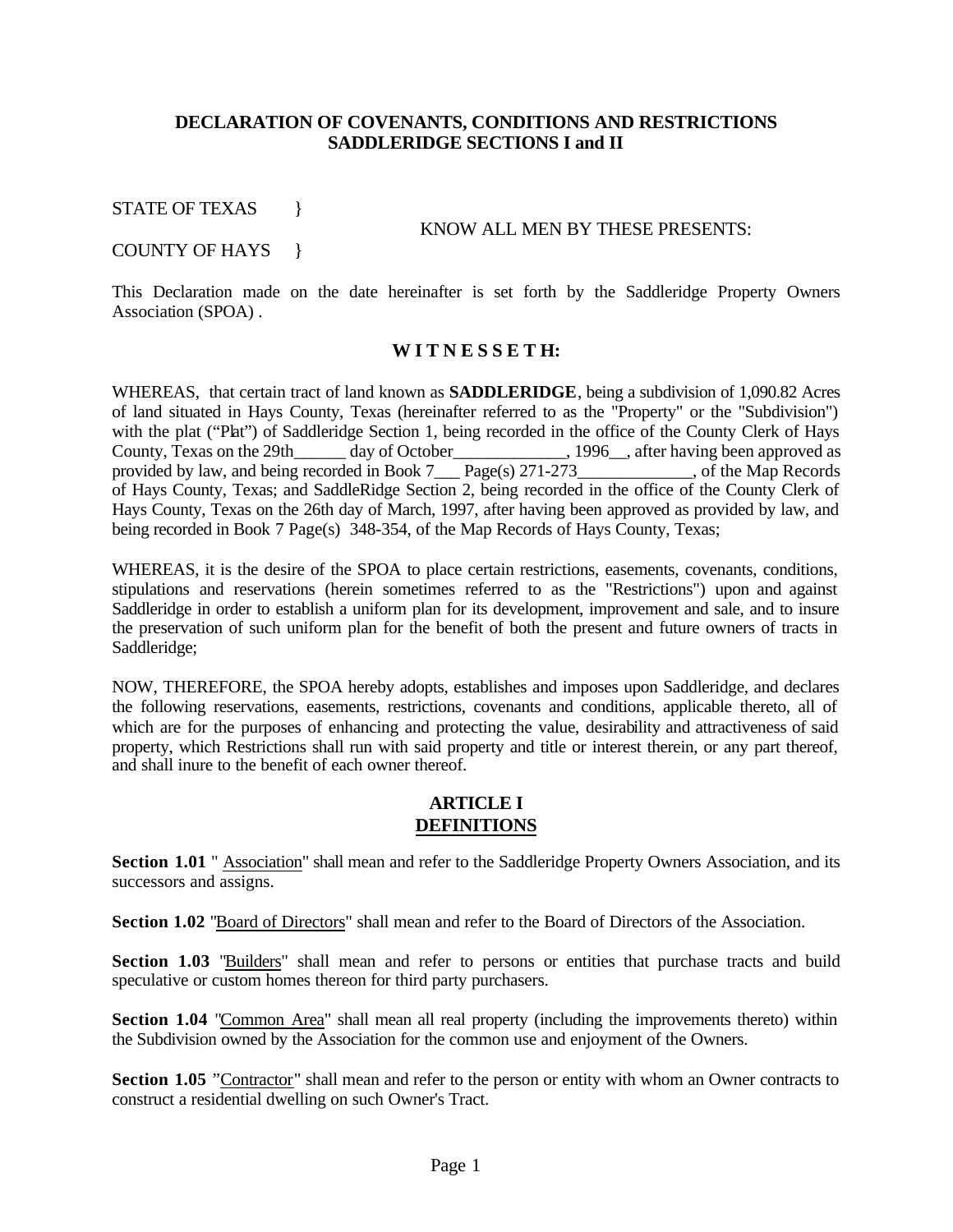# DECLARATION OF COVENANTS, CONDITIONS AND RESTRICTIONS
# SADDLERIDGE SECTIONS I and II

STATE OF TEXAS }

KNOW ALL MEN BY THESE PRESENTS:

COUNTY OF HAYS }

This Declaration made on the date hereinafter is set forth by the Saddleridge Property Owners Association (SPOA) .

## W I T N E S S E T H:

WHEREAS, that certain tract of land known as **SADDLERIDGE**, being a subdivision of 1,090.82 Acres of land situated in Hays County, Texas (hereinafter referred to as the "Property" or the "Subdivision") with the plat ("Plat") of Saddleridge Section 1, being recorded in the office of the County Clerk of Hays County, Texas on the 29th______ day of October_____________, 1996__, after having been approved as provided by law, and being recorded in Book 7___ Page(s) 271-273_____________, of the Map Records of Hays County, Texas; and SaddleRidge Section 2, being recorded in the office of the County Clerk of Hays County, Texas on the 26th day of March, 1997, after having been approved as provided by law, and being recorded in Book 7 Page(s) 348-354, of the Map Records of Hays County, Texas;

WHEREAS, it is the desire of the SPOA to place certain restrictions, easements, covenants, conditions, stipulations and reservations (herein sometimes referred to as the "Restrictions") upon and against Saddleridge in order to establish a uniform plan for its development, improvement and sale, and to insure the preservation of such uniform plan for the benefit of both the present and future owners of tracts in Saddleridge;

NOW, THEREFORE, the SPOA hereby adopts, establishes and imposes upon Saddleridge, and declares the following reservations, easements, restrictions, covenants and conditions, applicable thereto, all of which are for the purposes of enhancing and protecting the value, desirability and attractiveness of said property, which Restrictions shall run with said property and title or interest therein, or any part thereof, and shall inure to the benefit of each owner thereof.

## ARTICLE I
## DEFINITIONS

**Section 1.01** " Association" shall mean and refer to the Saddleridge Property Owners Association, and its successors and assigns.

**Section 1.02** "Board of Directors" shall mean and refer to the Board of Directors of the Association.

**Section 1.03** "Builders" shall mean and refer to persons or entities that purchase tracts and build speculative or custom homes thereon for third party purchasers.

**Section 1.04** "Common Area" shall mean all real property (including the improvements thereto) within the Subdivision owned by the Association for the common use and enjoyment of the Owners.

**Section 1.05** "Contractor" shall mean and refer to the person or entity with whom an Owner contracts to construct a residential dwelling on such Owner's Tract.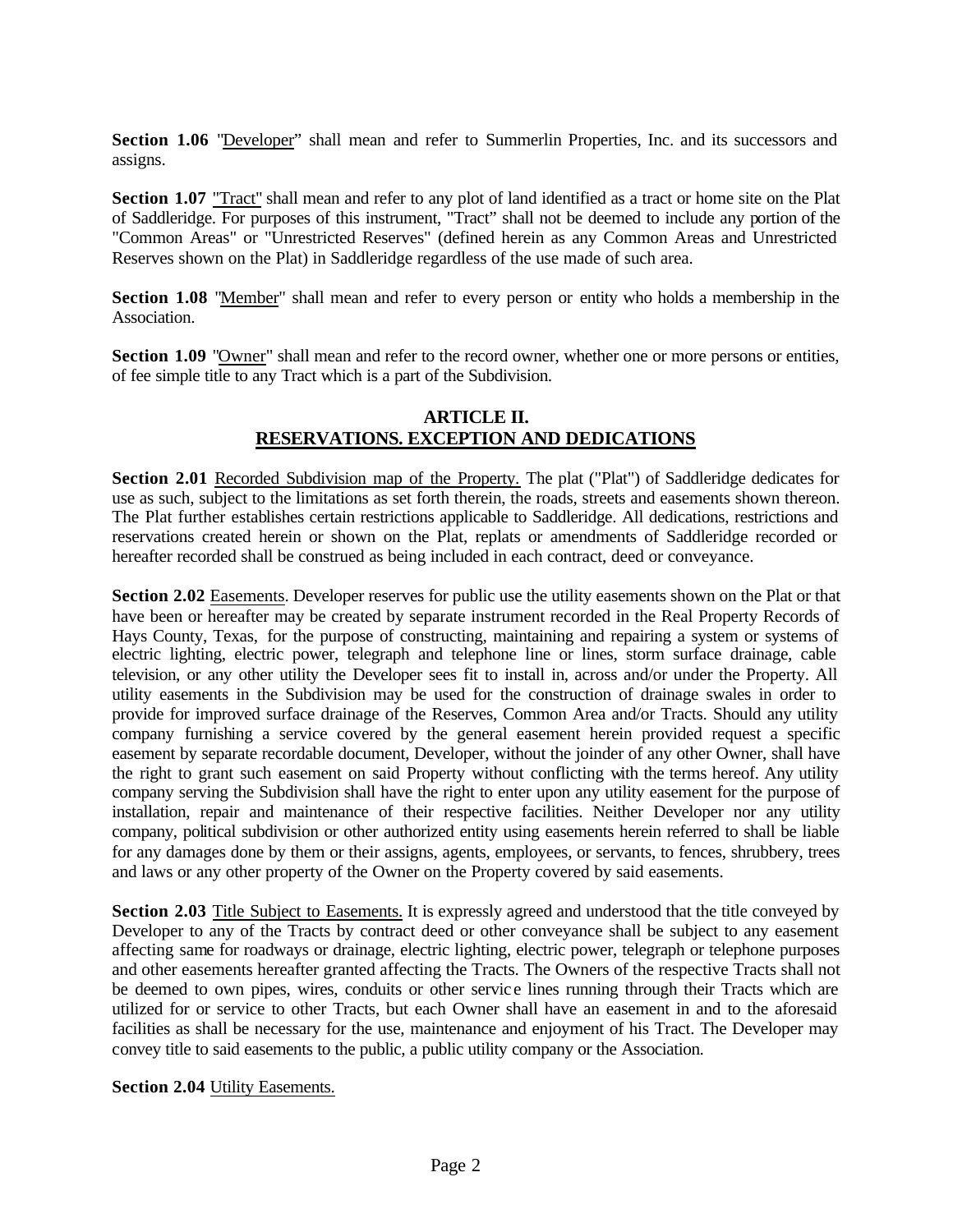**Section 1.06** "Developer" shall mean and refer to Summerlin Properties, Inc. and its successors and assigns.

**Section 1.07** "Tract" shall mean and refer to any plot of land identified as a tract or home site on the Plat of Saddleridge. For purposes of this instrument, "Tract" shall not be deemed to include any portion of the "Common Areas" or "Unrestricted Reserves" (defined herein as any Common Areas and Unrestricted Reserves shown on the Plat) in Saddleridge regardless of the use made of such area.

**Section 1.08** "Member" shall mean and refer to every person or entity who holds a membership in the Association.

**Section 1.09** "Owner" shall mean and refer to the record owner, whether one or more persons or entities, of fee simple title to any Tract which is a part of the Subdivision.

## ARTICLE II.
## RESERVATIONS. EXCEPTION AND DEDICATIONS

**Section 2.01** Recorded Subdivision map of the Property. The plat ("Plat") of Saddleridge dedicates for use as such, subject to the limitations as set forth therein, the roads, streets and easements shown thereon. The Plat further establishes certain restrictions applicable to Saddleridge. All dedications, restrictions and reservations created herein or shown on the Plat, replats or amendments of Saddleridge recorded or hereafter recorded shall be construed as being included in each contract, deed or conveyance.

**Section 2.02** Easements. Developer reserves for public use the utility easements shown on the Plat or that have been or hereafter may be created by separate instrument recorded in the Real Property Records of Hays County, Texas, for the purpose of constructing, maintaining and repairing a system or systems of electric lighting, electric power, telegraph and telephone line or lines, storm surface drainage, cable television, or any other utility the Developer sees fit to install in, across and/or under the Property. All utility easements in the Subdivision may be used for the construction of drainage swales in order to provide for improved surface drainage of the Reserves, Common Area and/or Tracts. Should any utility company furnishing a service covered by the general easement herein provided request a specific easement by separate recordable document, Developer, without the joinder of any other Owner, shall have the right to grant such easement on said Property without conflicting with the terms hereof. Any utility company serving the Subdivision shall have the right to enter upon any utility easement for the purpose of installation, repair and maintenance of their respective facilities. Neither Developer nor any utility company, political subdivision or other authorized entity using easements herein referred to shall be liable for any damages done by them or their assigns, agents, employees, or servants, to fences, shrubbery, trees and laws or any other property of the Owner on the Property covered by said easements.

**Section 2.03** Title Subject to Easements. It is expressly agreed and understood that the title conveyed by Developer to any of the Tracts by contract deed or other conveyance shall be subject to any easement affecting same for roadways or drainage, electric lighting, electric power, telegraph or telephone purposes and other easements hereafter granted affecting the Tracts. The Owners of the respective Tracts shall not be deemed to own pipes, wires, conduits or other service lines running through their Tracts which are utilized for or service to other Tracts, but each Owner shall have an easement in and to the aforesaid facilities as shall be necessary for the use, maintenance and enjoyment of his Tract. The Developer may convey title to said easements to the public, a public utility company or the Association.

**Section 2.04** Utility Easements.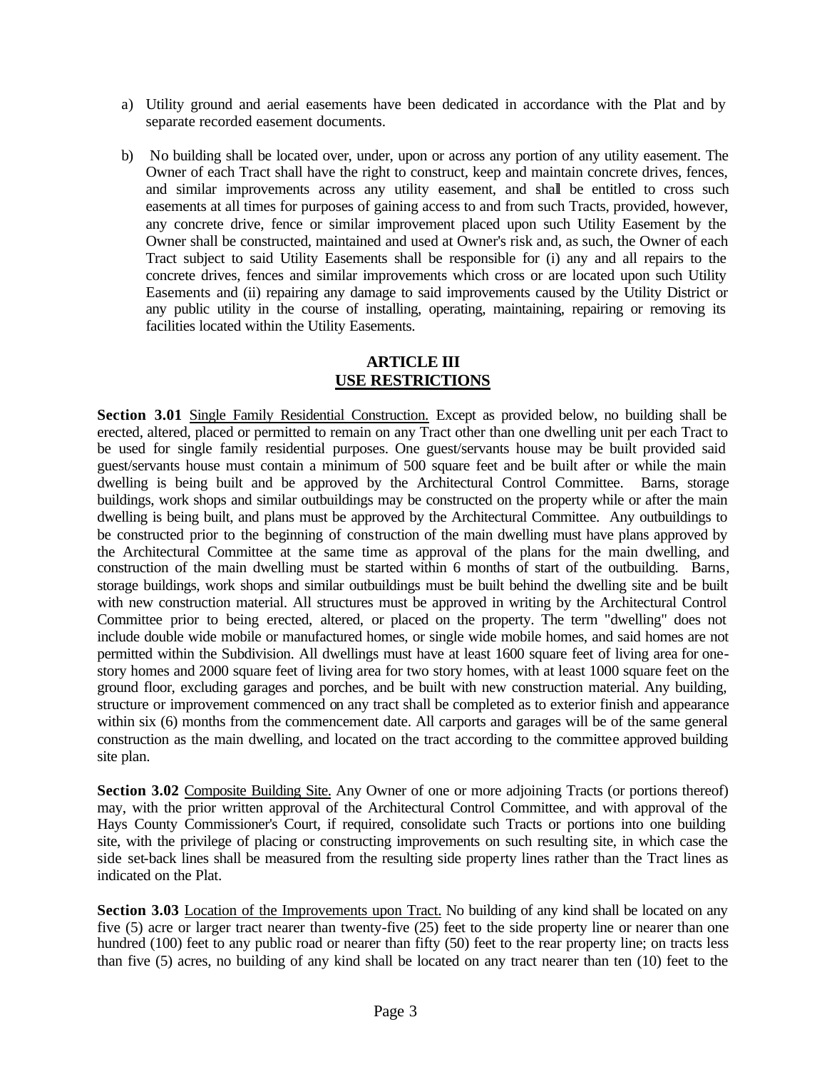a) Utility ground and aerial easements have been dedicated in accordance with the Plat and by separate recorded easement documents.

b) No building shall be located over, under, upon or across any portion of any utility easement. The Owner of each Tract shall have the right to construct, keep and maintain concrete drives, fences, and similar improvements across any utility easement, and shall be entitled to cross such easements at all times for purposes of gaining access to and from such Tracts, provided, however, any concrete drive, fence or similar improvement placed upon such Utility Easement by the Owner shall be constructed, maintained and used at Owner's risk and, as such, the Owner of each Tract subject to said Utility Easements shall be responsible for (i) any and all repairs to the concrete drives, fences and similar improvements which cross or are located upon such Utility Easements and (ii) repairing any damage to said improvements caused by the Utility District or any public utility in the course of installing, operating, maintaining, repairing or removing its facilities located within the Utility Easements.

## ARTICLE III
## USE RESTRICTIONS

**Section 3.01** Single Family Residential Construction. Except as provided below, no building shall be erected, altered, placed or permitted to remain on any Tract other than one dwelling unit per each Tract to be used for single family residential purposes. One guest/servants house may be built provided said guest/servants house must contain a minimum of 500 square feet and be built after or while the main dwelling is being built and be approved by the Architectural Control Committee. Barns, storage buildings, work shops and similar outbuildings may be constructed on the property while or after the main dwelling is being built, and plans must be approved by the Architectural Committee. Any outbuildings to be constructed prior to the beginning of construction of the main dwelling must have plans approved by the Architectural Committee at the same time as approval of the plans for the main dwelling, and construction of the main dwelling must be started within 6 months of start of the outbuilding. Barns, storage buildings, work shops and similar outbuildings must be built behind the dwelling site and be built with new construction material. All structures must be approved in writing by the Architectural Control Committee prior to being erected, altered, or placed on the property. The term "dwelling" does not include double wide mobile or manufactured homes, or single wide mobile homes, and said homes are not permitted within the Subdivision. All dwellings must have at least 1600 square feet of living area for one-story homes and 2000 square feet of living area for two story homes, with at least 1000 square feet on the ground floor, excluding garages and porches, and be built with new construction material. Any building, structure or improvement commenced on any tract shall be completed as to exterior finish and appearance within six (6) months from the commencement date. All carports and garages will be of the same general construction as the main dwelling, and located on the tract according to the committee approved building site plan.

**Section 3.02** Composite Building Site. Any Owner of one or more adjoining Tracts (or portions thereof) may, with the prior written approval of the Architectural Control Committee, and with approval of the Hays County Commissioner's Court, if required, consolidate such Tracts or portions into one building site, with the privilege of placing or constructing improvements on such resulting site, in which case the side set-back lines shall be measured from the resulting side property lines rather than the Tract lines as indicated on the Plat.

**Section 3.03** Location of the Improvements upon Tract. No building of any kind shall be located on any five (5) acre or larger tract nearer than twenty-five (25) feet to the side property line or nearer than one hundred (100) feet to any public road or nearer than fifty (50) feet to the rear property line; on tracts less than five (5) acres, no building of any kind shall be located on any tract nearer than ten (10) feet to the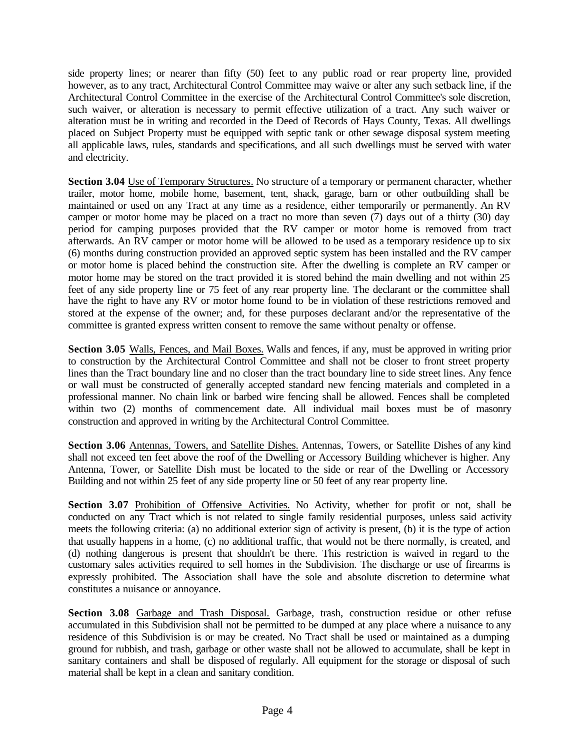side property lines; or nearer than fifty (50) feet to any public road or rear property line, provided however, as to any tract, Architectural Control Committee may waive or alter any such setback line, if the Architectural Control Committee in the exercise of the Architectural Control Committee's sole discretion, such waiver, or alteration is necessary to permit effective utilization of a tract. Any such waiver or alteration must be in writing and recorded in the Deed of Records of Hays County, Texas. All dwellings placed on Subject Property must be equipped with septic tank or other sewage disposal system meeting all applicable laws, rules, standards and specifications, and all such dwellings must be served with water and electricity.

**Section 3.04** Use of Temporary Structures. No structure of a temporary or permanent character, whether trailer, motor home, mobile home, basement, tent, shack, garage, barn or other outbuilding shall be maintained or used on any Tract at any time as a residence, either temporarily or permanently. An RV camper or motor home may be placed on a tract no more than seven (7) days out of a thirty (30) day period for camping purposes provided that the RV camper or motor home is removed from tract afterwards. An RV camper or motor home will be allowed to be used as a temporary residence up to six (6) months during construction provided an approved septic system has been installed and the RV camper or motor home is placed behind the construction site. After the dwelling is complete an RV camper or motor home may be stored on the tract provided it is stored behind the main dwelling and not within 25 feet of any side property line or 75 feet of any rear property line. The declarant or the committee shall have the right to have any RV or motor home found to be in violation of these restrictions removed and stored at the expense of the owner; and, for these purposes declarant and/or the representative of the committee is granted express written consent to remove the same without penalty or offense.

**Section 3.05** Walls, Fences, and Mail Boxes. Walls and fences, if any, must be approved in writing prior to construction by the Architectural Control Committee and shall not be closer to front street property lines than the Tract boundary line and no closer than the tract boundary line to side street lines. Any fence or wall must be constructed of generally accepted standard new fencing materials and completed in a professional manner. No chain link or barbed wire fencing shall be allowed. Fences shall be completed within two (2) months of commencement date. All individual mail boxes must be of masonry construction and approved in writing by the Architectural Control Committee.

**Section 3.06** Antennas, Towers, and Satellite Dishes. Antennas, Towers, or Satellite Dishes of any kind shall not exceed ten feet above the roof of the Dwelling or Accessory Building whichever is higher. Any Antenna, Tower, or Satellite Dish must be located to the side or rear of the Dwelling or Accessory Building and not within 25 feet of any side property line or 50 feet of any rear property line.

**Section 3.07** Prohibition of Offensive Activities. No Activity, whether for profit or not, shall be conducted on any Tract which is not related to single family residential purposes, unless said activity meets the following criteria: (a) no additional exterior sign of activity is present, (b) it is the type of action that usually happens in a home, (c) no additional traffic, that would not be there normally, is created, and (d) nothing dangerous is present that shouldn't be there. This restriction is waived in regard to the customary sales activities required to sell homes in the Subdivision. The discharge or use of firearms is expressly prohibited. The Association shall have the sole and absolute discretion to determine what constitutes a nuisance or annoyance.

**Section 3.08** Garbage and Trash Disposal. Garbage, trash, construction residue or other refuse accumulated in this Subdivision shall not be permitted to be dumped at any place where a nuisance to any residence of this Subdivision is or may be created. No Tract shall be used or maintained as a dumping ground for rubbish, and trash, garbage or other waste shall not be allowed to accumulate, shall be kept in sanitary containers and shall be disposed of regularly. All equipment for the storage or disposal of such material shall be kept in a clean and sanitary condition.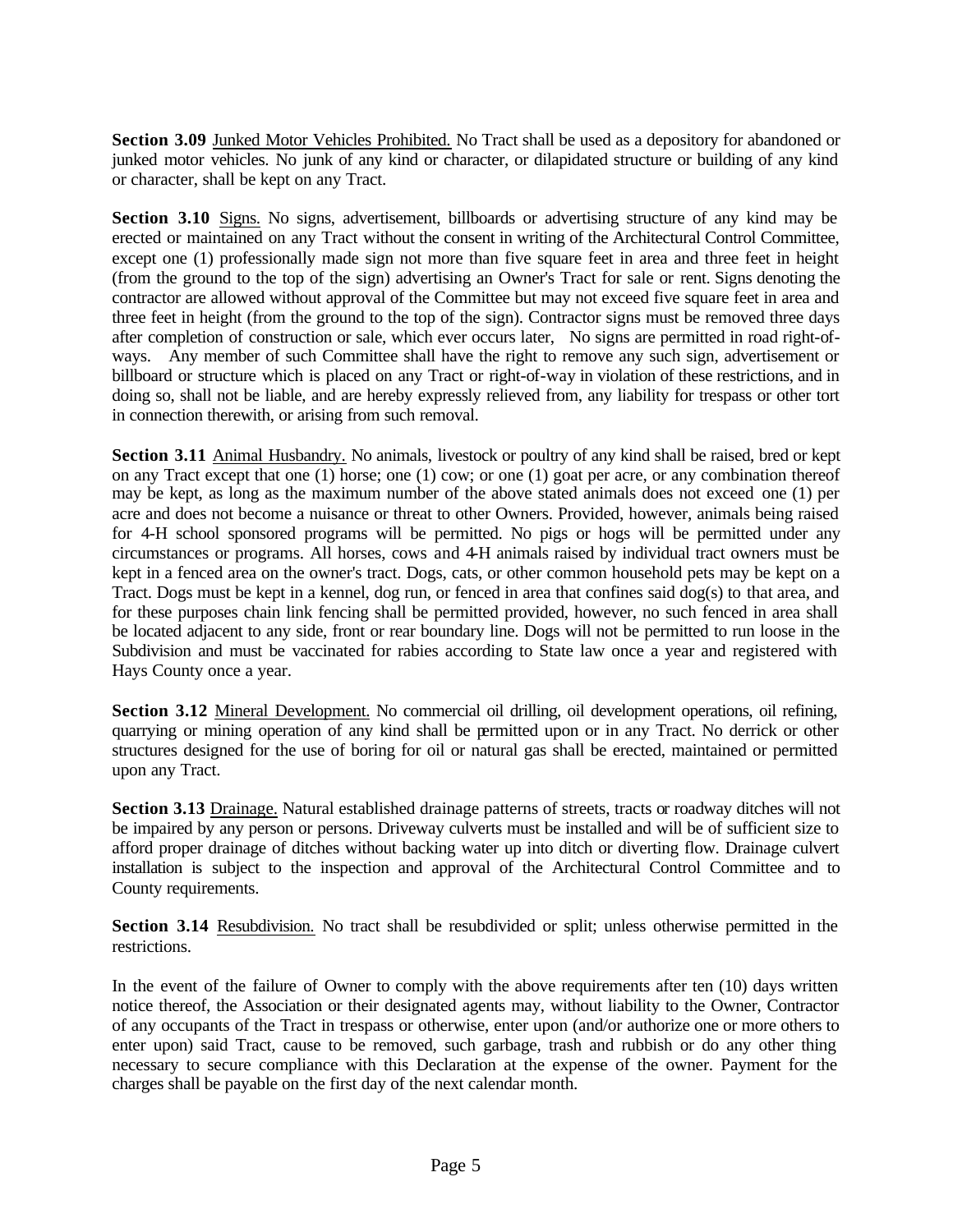**Section 3.09** Junked Motor Vehicles Prohibited. No Tract shall be used as a depository for abandoned or junked motor vehicles. No junk of any kind or character, or dilapidated structure or building of any kind or character, shall be kept on any Tract.

**Section 3.10** Signs. No signs, advertisement, billboards or advertising structure of any kind may be erected or maintained on any Tract without the consent in writing of the Architectural Control Committee, except one (1) professionally made sign not more than five square feet in area and three feet in height (from the ground to the top of the sign) advertising an Owner's Tract for sale or rent. Signs denoting the contractor are allowed without approval of the Committee but may not exceed five square feet in area and three feet in height (from the ground to the top of the sign). Contractor signs must be removed three days after completion of construction or sale, which ever occurs later, No signs are permitted in road right-of-ways. Any member of such Committee shall have the right to remove any such sign, advertisement or billboard or structure which is placed on any Tract or right-of-way in violation of these restrictions, and in doing so, shall not be liable, and are hereby expressly relieved from, any liability for trespass or other tort in connection therewith, or arising from such removal.

**Section 3.11** Animal Husbandry. No animals, livestock or poultry of any kind shall be raised, bred or kept on any Tract except that one (1) horse; one (1) cow; or one (1) goat per acre, or any combination thereof may be kept, as long as the maximum number of the above stated animals does not exceed one (1) per acre and does not become a nuisance or threat to other Owners. Provided, however, animals being raised for 4-H school sponsored programs will be permitted. No pigs or hogs will be permitted under any circumstances or programs. All horses, cows and 4-H animals raised by individual tract owners must be kept in a fenced area on the owner's tract. Dogs, cats, or other common household pets may be kept on a Tract. Dogs must be kept in a kennel, dog run, or fenced in area that confines said dog(s) to that area, and for these purposes chain link fencing shall be permitted provided, however, no such fenced in area shall be located adjacent to any side, front or rear boundary line. Dogs will not be permitted to run loose in the Subdivision and must be vaccinated for rabies according to State law once a year and registered with Hays County once a year.

**Section 3.12** Mineral Development. No commercial oil drilling, oil development operations, oil refining, quarrying or mining operation of any kind shall be permitted upon or in any Tract. No derrick or other structures designed for the use of boring for oil or natural gas shall be erected, maintained or permitted upon any Tract.

**Section 3.13** Drainage. Natural established drainage patterns of streets, tracts or roadway ditches will not be impaired by any person or persons. Driveway culverts must be installed and will be of sufficient size to afford proper drainage of ditches without backing water up into ditch or diverting flow. Drainage culvert installation is subject to the inspection and approval of the Architectural Control Committee and to County requirements.

**Section 3.14** Resubdivision. No tract shall be resubdivided or split; unless otherwise permitted in the restrictions.

In the event of the failure of Owner to comply with the above requirements after ten (10) days written notice thereof, the Association or their designated agents may, without liability to the Owner, Contractor of any occupants of the Tract in trespass or otherwise, enter upon (and/or authorize one or more others to enter upon) said Tract, cause to be removed, such garbage, trash and rubbish or do any other thing necessary to secure compliance with this Declaration at the expense of the owner. Payment for the charges shall be payable on the first day of the next calendar month.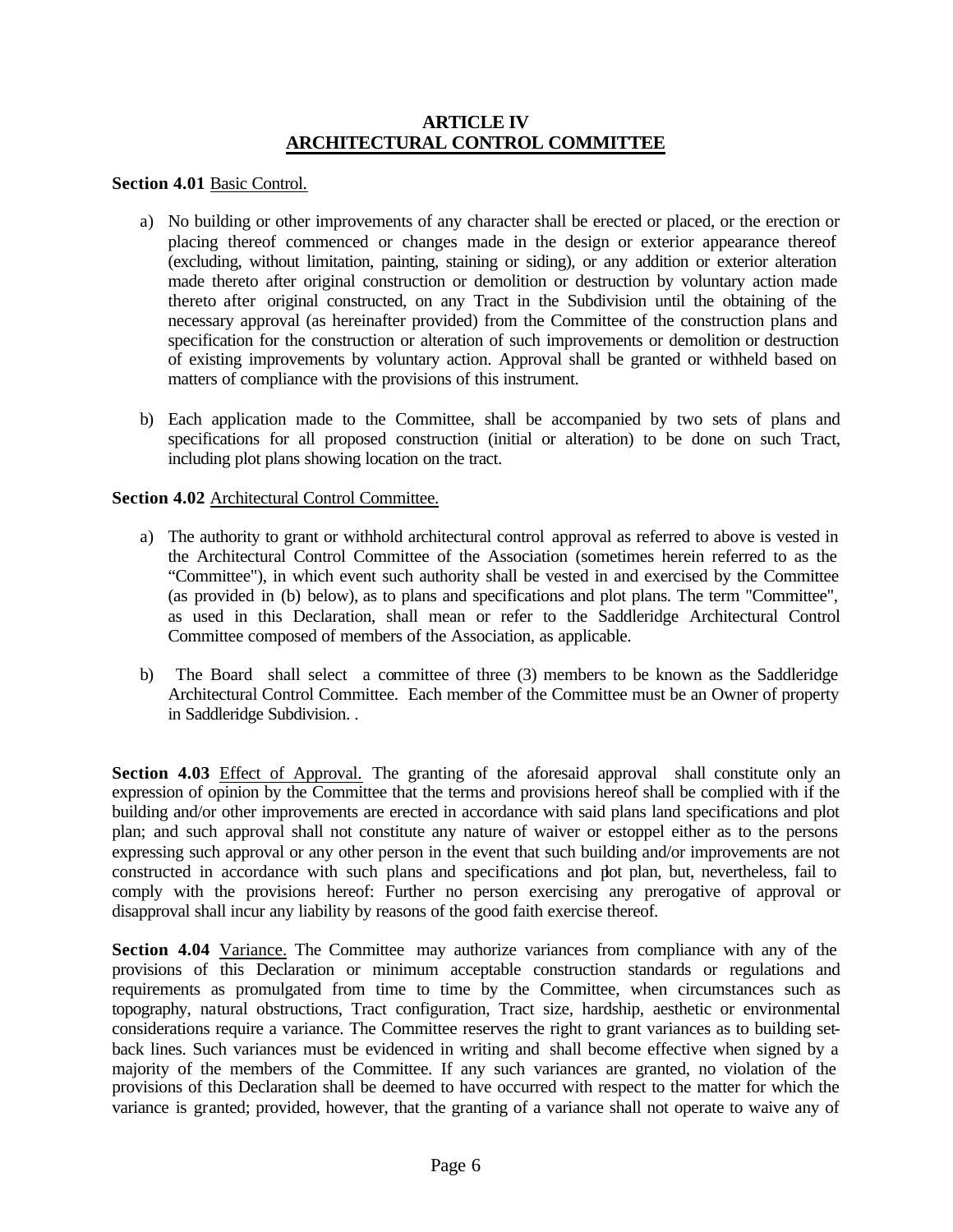## ARTICLE IV
## ARCHITECTURAL CONTROL COMMITTEE

**Section 4.01** Basic Control.

a) No building or other improvements of any character shall be erected or placed, or the erection or placing thereof commenced or changes made in the design or exterior appearance thereof (excluding, without limitation, painting, staining or siding), or any addition or exterior alteration made thereto after original construction or demolition or destruction by voluntary action made thereto after original constructed, on any Tract in the Subdivision until the obtaining of the necessary approval (as hereinafter provided) from the Committee of the construction plans and specification for the construction or alteration of such improvements or demolition or destruction of existing improvements by voluntary action. Approval shall be granted or withheld based on matters of compliance with the provisions of this instrument.

b) Each application made to the Committee, shall be accompanied by two sets of plans and specifications for all proposed construction (initial or alteration) to be done on such Tract, including plot plans showing location on the tract.

**Section 4.02** Architectural Control Committee.

a) The authority to grant or withhold architectural control approval as referred to above is vested in the Architectural Control Committee of the Association (sometimes herein referred to as the "Committee"), in which event such authority shall be vested in and exercised by the Committee (as provided in (b) below), as to plans and specifications and plot plans. The term "Committee", as used in this Declaration, shall mean or refer to the Saddleridge Architectural Control Committee composed of members of the Association, as applicable.

b) The Board shall select a committee of three (3) members to be known as the Saddleridge Architectural Control Committee. Each member of the Committee must be an Owner of property in Saddleridge Subdivision. .

**Section 4.03** Effect of Approval. The granting of the aforesaid approval shall constitute only an expression of opinion by the Committee that the terms and provisions hereof shall be complied with if the building and/or other improvements are erected in accordance with said plans land specifications and plot plan; and such approval shall not constitute any nature of waiver or estoppel either as to the persons expressing such approval or any other person in the event that such building and/or improvements are not constructed in accordance with such plans and specifications and plot plan, but, nevertheless, fail to comply with the provisions hereof: Further no person exercising any prerogative of approval or disapproval shall incur any liability by reasons of the good faith exercise thereof.

**Section 4.04** Variance. The Committee may authorize variances from compliance with any of the provisions of this Declaration or minimum acceptable construction standards or regulations and requirements as promulgated from time to time by the Committee, when circumstances such as topography, natural obstructions, Tract configuration, Tract size, hardship, aesthetic or environmental considerations require a variance. The Committee reserves the right to grant variances as to building set-back lines. Such variances must be evidenced in writing and shall become effective when signed by a majority of the members of the Committee. If any such variances are granted, no violation of the provisions of this Declaration shall be deemed to have occurred with respect to the matter for which the variance is granted; provided, however, that the granting of a variance shall not operate to waive any of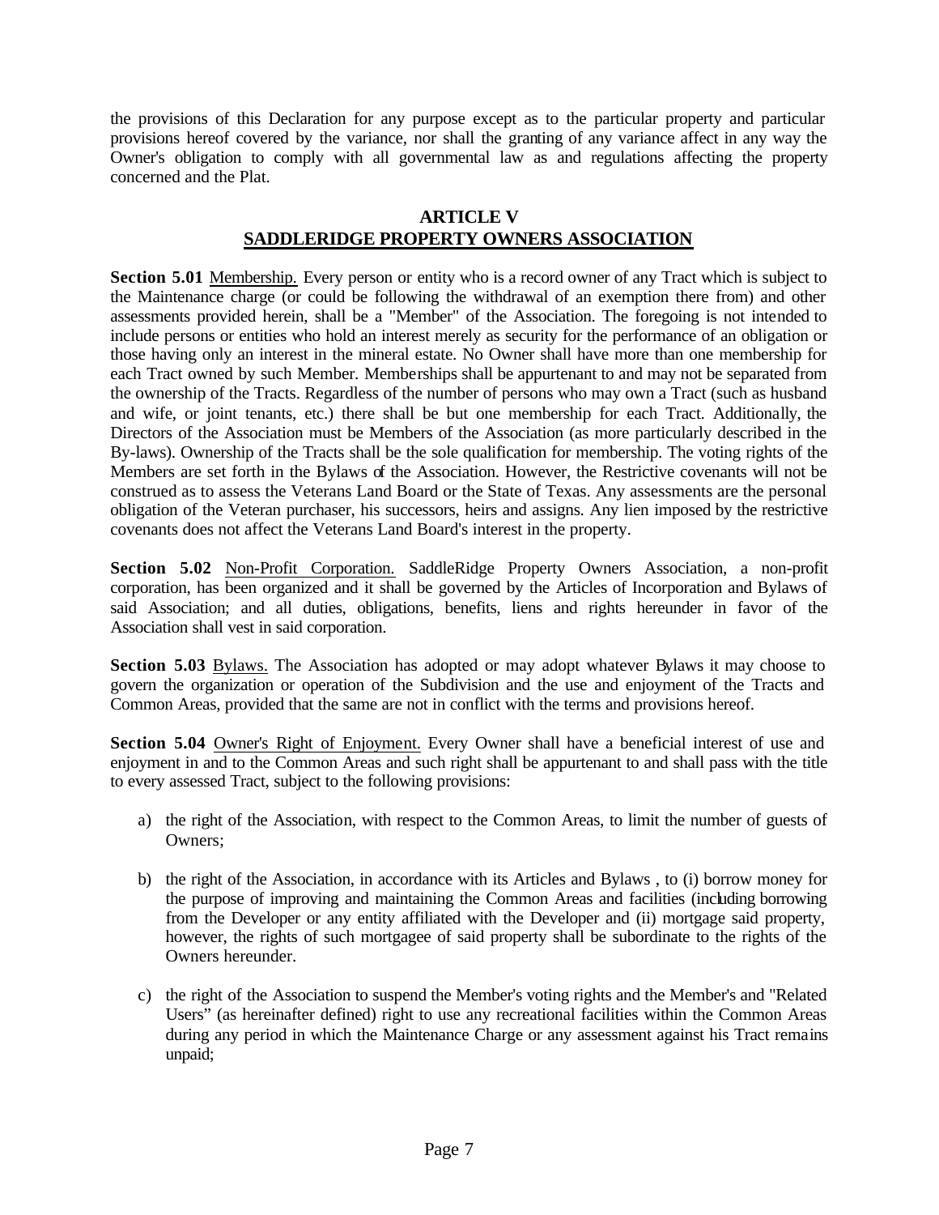the provisions of this Declaration for any purpose except as to the particular property and particular provisions hereof covered by the variance, nor shall the granting of any variance affect in any way the Owner's obligation to comply with all governmental law as and regulations affecting the property concerned and the Plat.

## ARTICLE V
## SADDLERIDGE PROPERTY OWNERS ASSOCIATION

**Section 5.01** Membership. Every person or entity who is a record owner of any Tract which is subject to the Maintenance charge (or could be following the withdrawal of an exemption there from) and other assessments provided herein, shall be a "Member" of the Association. The foregoing is not intended to include persons or entities who hold an interest merely as security for the performance of an obligation or those having only an interest in the mineral estate. No Owner shall have more than one membership for each Tract owned by such Member. Memberships shall be appurtenant to and may not be separated from the ownership of the Tracts. Regardless of the number of persons who may own a Tract (such as husband and wife, or joint tenants, etc.) there shall be but one membership for each Tract. Additionally, the Directors of the Association must be Members of the Association (as more particularly described in the By-laws). Ownership of the Tracts shall be the sole qualification for membership. The voting rights of the Members are set forth in the Bylaws of the Association. However, the Restrictive covenants will not be construed as to assess the Veterans Land Board or the State of Texas. Any assessments are the personal obligation of the Veteran purchaser, his successors, heirs and assigns. Any lien imposed by the restrictive covenants does not affect the Veterans Land Board's interest in the property.

**Section 5.02** Non-Profit Corporation. SaddleRidge Property Owners Association, a non-profit corporation, has been organized and it shall be governed by the Articles of Incorporation and Bylaws of said Association; and all duties, obligations, benefits, liens and rights hereunder in favor of the Association shall vest in said corporation.

**Section 5.03** Bylaws. The Association has adopted or may adopt whatever Bylaws it may choose to govern the organization or operation of the Subdivision and the use and enjoyment of the Tracts and Common Areas, provided that the same are not in conflict with the terms and provisions hereof.

**Section 5.04** Owner's Right of Enjoyment. Every Owner shall have a beneficial interest of use and enjoyment in and to the Common Areas and such right shall be appurtenant to and shall pass with the title to every assessed Tract, subject to the following provisions:

a) the right of the Association, with respect to the Common Areas, to limit the number of guests of Owners;

b) the right of the Association, in accordance with its Articles and Bylaws , to (i) borrow money for the purpose of improving and maintaining the Common Areas and facilities (including borrowing from the Developer or any entity affiliated with the Developer and (ii) mortgage said property, however, the rights of such mortgagee of said property shall be subordinate to the rights of the Owners hereunder.

c) the right of the Association to suspend the Member's voting rights and the Member's and "Related Users" (as hereinafter defined) right to use any recreational facilities within the Common Areas during any period in which the Maintenance Charge or any assessment against his Tract remains unpaid;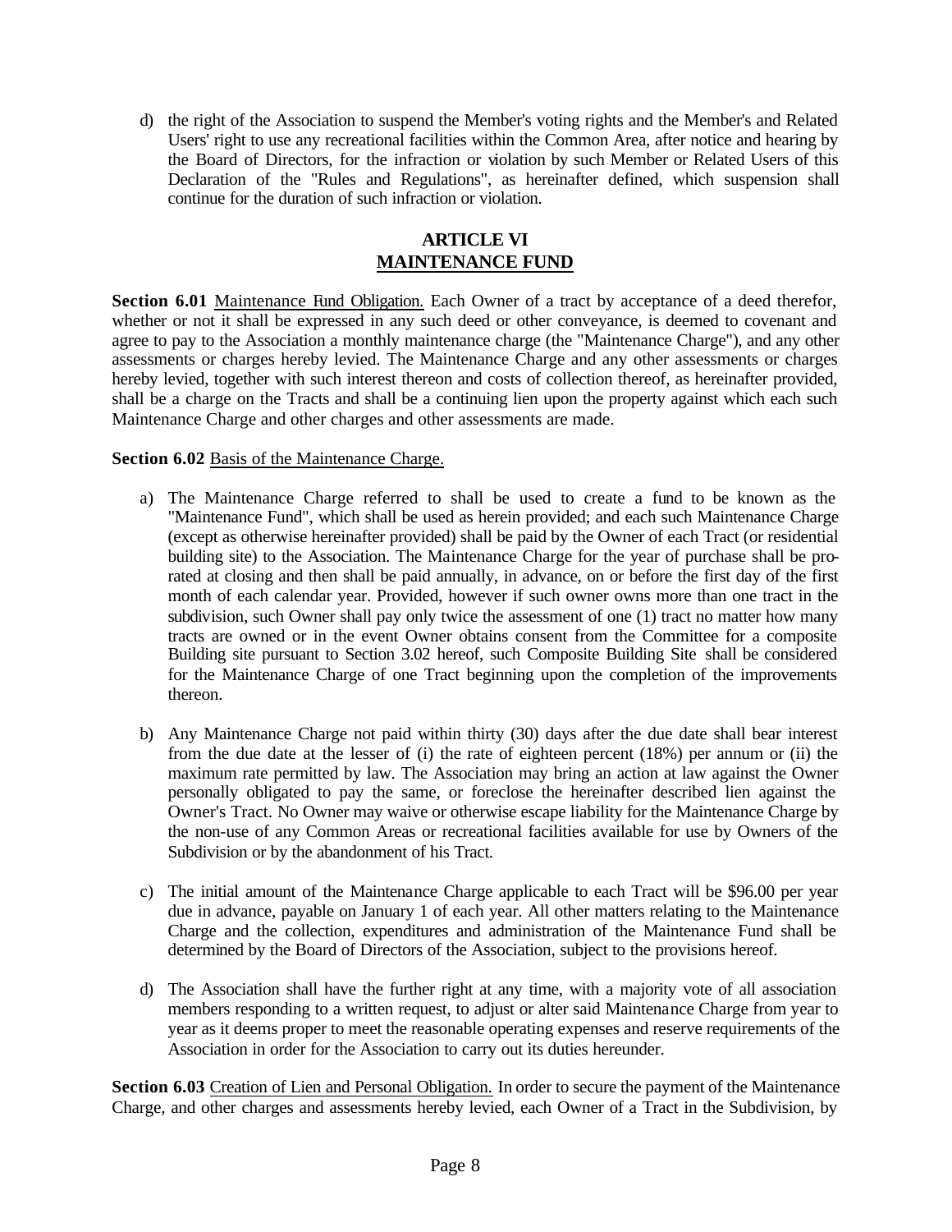d) the right of the Association to suspend the Member's voting rights and the Member's and Related Users' right to use any recreational facilities within the Common Area, after notice and hearing by the Board of Directors, for the infraction or violation by such Member or Related Users of this Declaration of the "Rules and Regulations", as hereinafter defined, which suspension shall continue for the duration of such infraction or violation.

## ARTICLE VI
## MAINTENANCE FUND

**Section 6.01** Maintenance Fund Obligation. Each Owner of a tract by acceptance of a deed therefor, whether or not it shall be expressed in any such deed or other conveyance, is deemed to covenant and agree to pay to the Association a monthly maintenance charge (the "Maintenance Charge"), and any other assessments or charges hereby levied. The Maintenance Charge and any other assessments or charges hereby levied, together with such interest thereon and costs of collection thereof, as hereinafter provided, shall be a charge on the Tracts and shall be a continuing lien upon the property against which each such Maintenance Charge and other charges and other assessments are made.

**Section 6.02** Basis of the Maintenance Charge.

a) The Maintenance Charge referred to shall be used to create a fund to be known as the "Maintenance Fund", which shall be used as herein provided; and each such Maintenance Charge (except as otherwise hereinafter provided) shall be paid by the Owner of each Tract (or residential building site) to the Association. The Maintenance Charge for the year of purchase shall be pro-rated at closing and then shall be paid annually, in advance, on or before the first day of the first month of each calendar year. Provided, however if such owner owns more than one tract in the subdivision, such Owner shall pay only twice the assessment of one (1) tract no matter how many tracts are owned or in the event Owner obtains consent from the Committee for a composite Building site pursuant to Section 3.02 hereof, such Composite Building Site shall be considered for the Maintenance Charge of one Tract beginning upon the completion of the improvements thereon.

b) Any Maintenance Charge not paid within thirty (30) days after the due date shall bear interest from the due date at the lesser of (i) the rate of eighteen percent (18%) per annum or (ii) the maximum rate permitted by law. The Association may bring an action at law against the Owner personally obligated to pay the same, or foreclose the hereinafter described lien against the Owner's Tract. No Owner may waive or otherwise escape liability for the Maintenance Charge by the non-use of any Common Areas or recreational facilities available for use by Owners of the Subdivision or by the abandonment of his Tract.

c) The initial amount of the Maintenance Charge applicable to each Tract will be $96.00 per year due in advance, payable on January 1 of each year. All other matters relating to the Maintenance Charge and the collection, expenditures and administration of the Maintenance Fund shall be determined by the Board of Directors of the Association, subject to the provisions hereof.

d) The Association shall have the further right at any time, with a majority vote of all association members responding to a written request, to adjust or alter said Maintenance Charge from year to year as it deems proper to meet the reasonable operating expenses and reserve requirements of the Association in order for the Association to carry out its duties hereunder.

**Section 6.03** Creation of Lien and Personal Obligation. In order to secure the payment of the Maintenance Charge, and other charges and assessments hereby levied, each Owner of a Tract in the Subdivision, by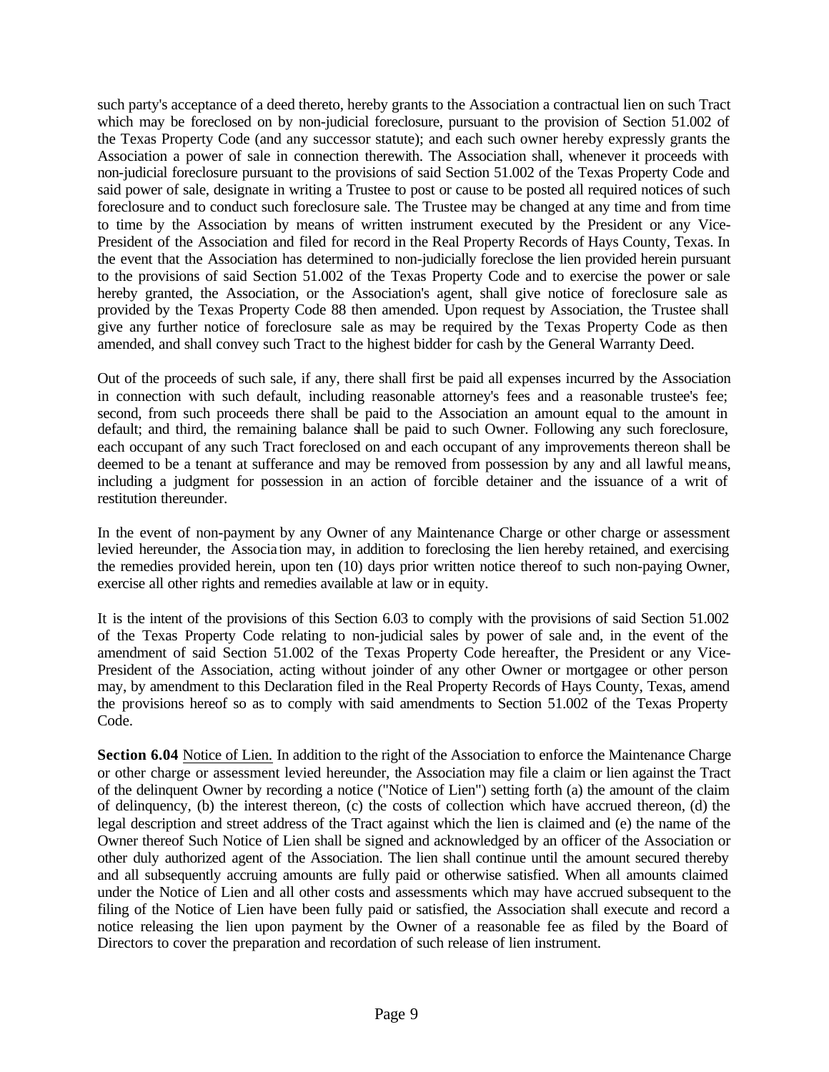such party's acceptance of a deed thereto, hereby grants to the Association a contractual lien on such Tract which may be foreclosed on by non-judicial foreclosure, pursuant to the provision of Section 51.002 of the Texas Property Code (and any successor statute); and each such owner hereby expressly grants the Association a power of sale in connection therewith. The Association shall, whenever it proceeds with non-judicial foreclosure pursuant to the provisions of said Section 51.002 of the Texas Property Code and said power of sale, designate in writing a Trustee to post or cause to be posted all required notices of such foreclosure and to conduct such foreclosure sale. The Trustee may be changed at any time and from time to time by the Association by means of written instrument executed by the President or any Vice-President of the Association and filed for record in the Real Property Records of Hays County, Texas. In the event that the Association has determined to non-judicially foreclose the lien provided herein pursuant to the provisions of said Section 51.002 of the Texas Property Code and to exercise the power or sale hereby granted, the Association, or the Association's agent, shall give notice of foreclosure sale as provided by the Texas Property Code 88 then amended. Upon request by Association, the Trustee shall give any further notice of foreclosure sale as may be required by the Texas Property Code as then amended, and shall convey such Tract to the highest bidder for cash by the General Warranty Deed.

Out of the proceeds of such sale, if any, there shall first be paid all expenses incurred by the Association in connection with such default, including reasonable attorney's fees and a reasonable trustee's fee; second, from such proceeds there shall be paid to the Association an amount equal to the amount in default; and third, the remaining balance shall be paid to such Owner. Following any such foreclosure, each occupant of any such Tract foreclosed on and each occupant of any improvements thereon shall be deemed to be a tenant at sufferance and may be removed from possession by any and all lawful means, including a judgment for possession in an action of forcible detainer and the issuance of a writ of restitution thereunder.

In the event of non-payment by any Owner of any Maintenance Charge or other charge or assessment levied hereunder, the Association may, in addition to foreclosing the lien hereby retained, and exercising the remedies provided herein, upon ten (10) days prior written notice thereof to such non-paying Owner, exercise all other rights and remedies available at law or in equity.

It is the intent of the provisions of this Section 6.03 to comply with the provisions of said Section 51.002 of the Texas Property Code relating to non-judicial sales by power of sale and, in the event of the amendment of said Section 51.002 of the Texas Property Code hereafter, the President or any Vice-President of the Association, acting without joinder of any other Owner or mortgagee or other person may, by amendment to this Declaration filed in the Real Property Records of Hays County, Texas, amend the provisions hereof so as to comply with said amendments to Section 51.002 of the Texas Property Code.

**Section 6.04** Notice of Lien. In addition to the right of the Association to enforce the Maintenance Charge or other charge or assessment levied hereunder, the Association may file a claim or lien against the Tract of the delinquent Owner by recording a notice ("Notice of Lien") setting forth (a) the amount of the claim of delinquency, (b) the interest thereon, (c) the costs of collection which have accrued thereon, (d) the legal description and street address of the Tract against which the lien is claimed and (e) the name of the Owner thereof Such Notice of Lien shall be signed and acknowledged by an officer of the Association or other duly authorized agent of the Association. The lien shall continue until the amount secured thereby and all subsequently accruing amounts are fully paid or otherwise satisfied. When all amounts claimed under the Notice of Lien and all other costs and assessments which may have accrued subsequent to the filing of the Notice of Lien have been fully paid or satisfied, the Association shall execute and record a notice releasing the lien upon payment by the Owner of a reasonable fee as filed by the Board of Directors to cover the preparation and recordation of such release of lien instrument.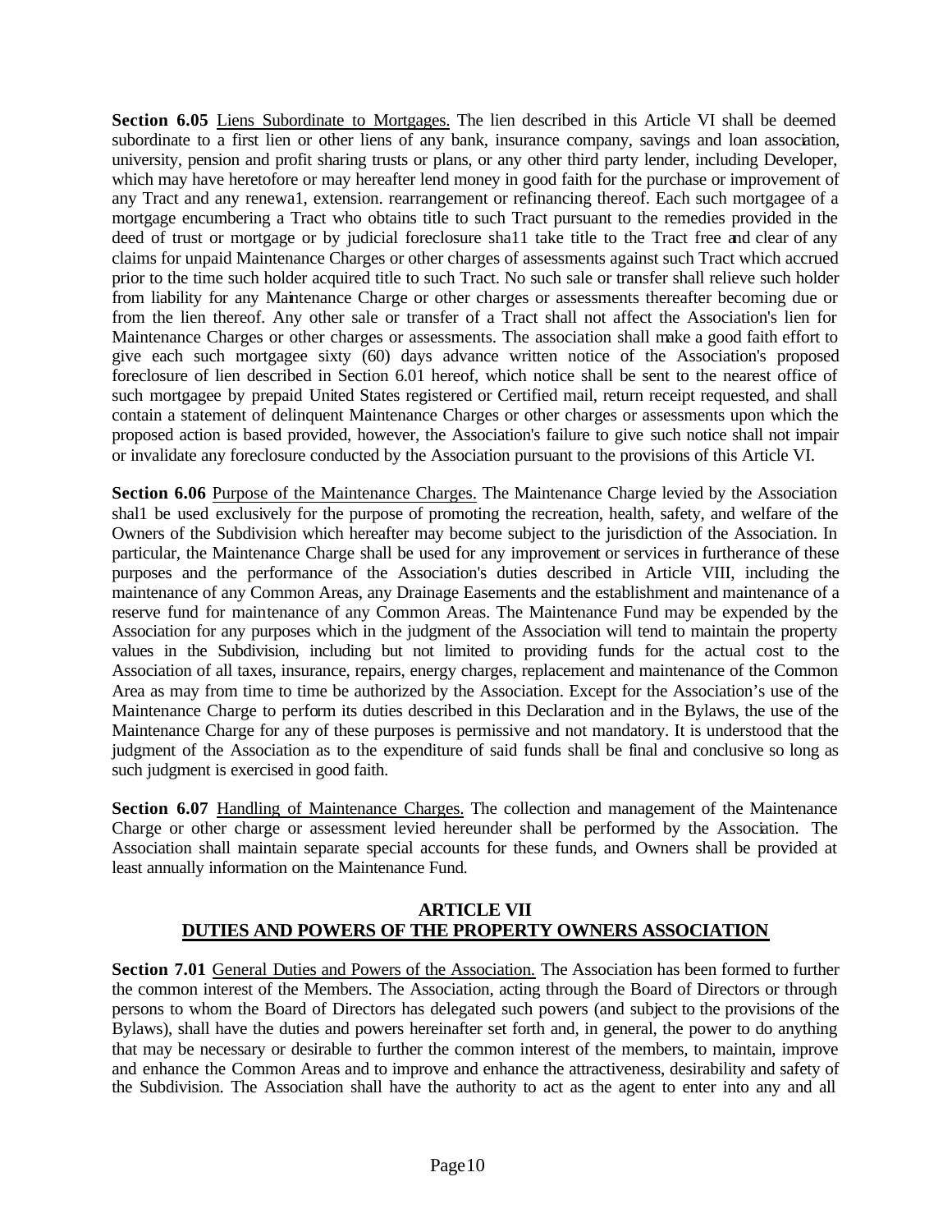**Section 6.05** Liens Subordinate to Mortgages. The lien described in this Article VI shall be deemed subordinate to a first lien or other liens of any bank, insurance company, savings and loan association, university, pension and profit sharing trusts or plans, or any other third party lender, including Developer, which may have heretofore or may hereafter lend money in good faith for the purchase or improvement of any Tract and any renewa1, extension. rearrangement or refinancing thereof. Each such mortgagee of a mortgage encumbering a Tract who obtains title to such Tract pursuant to the remedies provided in the deed of trust or mortgage or by judicial foreclosure sha11 take title to the Tract free and clear of any claims for unpaid Maintenance Charges or other charges of assessments against such Tract which accrued prior to the time such holder acquired title to such Tract. No such sale or transfer shall relieve such holder from liability for any Maintenance Charge or other charges or assessments thereafter becoming due or from the lien thereof. Any other sale or transfer of a Tract shall not affect the Association's lien for Maintenance Charges or other charges or assessments. The association shall make a good faith effort to give each such mortgagee sixty (60) days advance written notice of the Association's proposed foreclosure of lien described in Section 6.01 hereof, which notice shall be sent to the nearest office of such mortgagee by prepaid United States registered or Certified mail, return receipt requested, and shall contain a statement of delinquent Maintenance Charges or other charges or assessments upon which the proposed action is based provided, however, the Association's failure to give such notice shall not impair or invalidate any foreclosure conducted by the Association pursuant to the provisions of this Article VI.

**Section 6.06** Purpose of the Maintenance Charges. The Maintenance Charge levied by the Association shal1 be used exclusively for the purpose of promoting the recreation, health, safety, and welfare of the Owners of the Subdivision which hereafter may become subject to the jurisdiction of the Association. In particular, the Maintenance Charge shall be used for any improvement or services in furtherance of these purposes and the performance of the Association's duties described in Article VIII, including the maintenance of any Common Areas, any Drainage Easements and the establishment and maintenance of a reserve fund for maintenance of any Common Areas. The Maintenance Fund may be expended by the Association for any purposes which in the judgment of the Association will tend to maintain the property values in the Subdivision, including but not limited to providing funds for the actual cost to the Association of all taxes, insurance, repairs, energy charges, replacement and maintenance of the Common Area as may from time to time be authorized by the Association. Except for the Association's use of the Maintenance Charge to perform its duties described in this Declaration and in the Bylaws, the use of the Maintenance Charge for any of these purposes is permissive and not mandatory. It is understood that the judgment of the Association as to the expenditure of said funds shall be final and conclusive so long as such judgment is exercised in good faith.

**Section 6.07** Handling of Maintenance Charges. The collection and management of the Maintenance Charge or other charge or assessment levied hereunder shall be performed by the Association. The Association shall maintain separate special accounts for these funds, and Owners shall be provided at least annually information on the Maintenance Fund.

## ARTICLE VII
## DUTIES AND POWERS OF THE PROPERTY OWNERS ASSOCIATION

**Section 7.01** General Duties and Powers of the Association. The Association has been formed to further the common interest of the Members. The Association, acting through the Board of Directors or through persons to whom the Board of Directors has delegated such powers (and subject to the provisions of the Bylaws), shall have the duties and powers hereinafter set forth and, in general, the power to do anything that may be necessary or desirable to further the common interest of the members, to maintain, improve and enhance the Common Areas and to improve and enhance the attractiveness, desirability and safety of the Subdivision. The Association shall have the authority to act as the agent to enter into any and all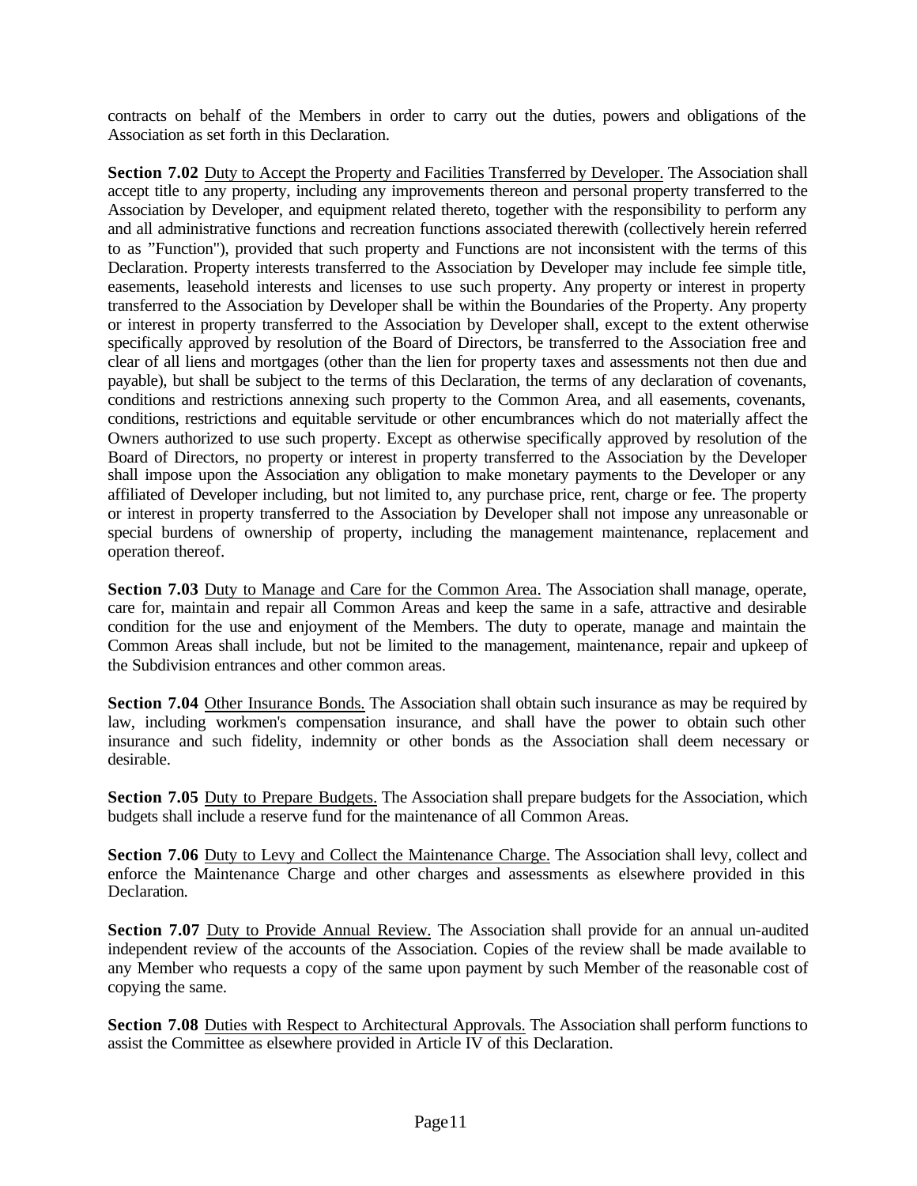contracts on behalf of the Members in order to carry out the duties, powers and obligations of the Association as set forth in this Declaration.

**Section 7.02** Duty to Accept the Property and Facilities Transferred by Developer. The Association shall accept title to any property, including any improvements thereon and personal property transferred to the Association by Developer, and equipment related thereto, together with the responsibility to perform any and all administrative functions and recreation functions associated therewith (collectively herein referred to as "Function"), provided that such property and Functions are not inconsistent with the terms of this Declaration. Property interests transferred to the Association by Developer may include fee simple title, easements, leasehold interests and licenses to use such property. Any property or interest in property transferred to the Association by Developer shall be within the Boundaries of the Property. Any property or interest in property transferred to the Association by Developer shall, except to the extent otherwise specifically approved by resolution of the Board of Directors, be transferred to the Association free and clear of all liens and mortgages (other than the lien for property taxes and assessments not then due and payable), but shall be subject to the terms of this Declaration, the terms of any declaration of covenants, conditions and restrictions annexing such property to the Common Area, and all easements, covenants, conditions, restrictions and equitable servitude or other encumbrances which do not materially affect the Owners authorized to use such property. Except as otherwise specifically approved by resolution of the Board of Directors, no property or interest in property transferred to the Association by the Developer shall impose upon the Association any obligation to make monetary payments to the Developer or any affiliated of Developer including, but not limited to, any purchase price, rent, charge or fee. The property or interest in property transferred to the Association by Developer shall not impose any unreasonable or special burdens of ownership of property, including the management maintenance, replacement and operation thereof.

**Section 7.03** Duty to Manage and Care for the Common Area. The Association shall manage, operate, care for, maintain and repair all Common Areas and keep the same in a safe, attractive and desirable condition for the use and enjoyment of the Members. The duty to operate, manage and maintain the Common Areas shall include, but not be limited to the management, maintenance, repair and upkeep of the Subdivision entrances and other common areas.

**Section 7.04** Other Insurance Bonds. The Association shall obtain such insurance as may be required by law, including workmen's compensation insurance, and shall have the power to obtain such other insurance and such fidelity, indemnity or other bonds as the Association shall deem necessary or desirable.

**Section 7.05** Duty to Prepare Budgets. The Association shall prepare budgets for the Association, which budgets shall include a reserve fund for the maintenance of all Common Areas.

**Section 7.06** Duty to Levy and Collect the Maintenance Charge. The Association shall levy, collect and enforce the Maintenance Charge and other charges and assessments as elsewhere provided in this Declaration.

**Section 7.07** Duty to Provide Annual Review. The Association shall provide for an annual un-audited independent review of the accounts of the Association. Copies of the review shall be made available to any Member who requests a copy of the same upon payment by such Member of the reasonable cost of copying the same.

**Section 7.08** Duties with Respect to Architectural Approvals. The Association shall perform functions to assist the Committee as elsewhere provided in Article IV of this Declaration.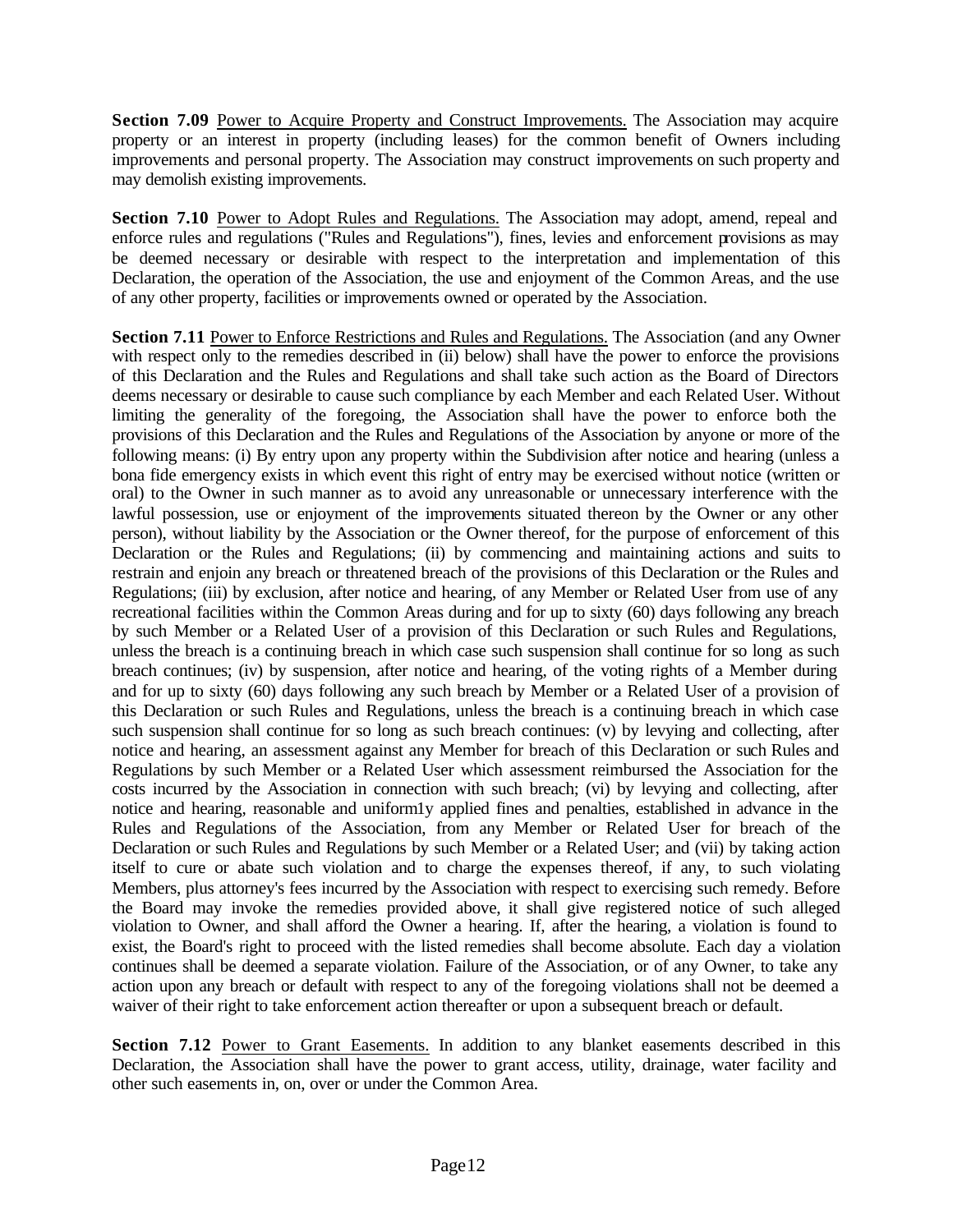**Section 7.09** Power to Acquire Property and Construct Improvements. The Association may acquire property or an interest in property (including leases) for the common benefit of Owners including improvements and personal property. The Association may construct improvements on such property and may demolish existing improvements.

**Section 7.10** Power to Adopt Rules and Regulations. The Association may adopt, amend, repeal and enforce rules and regulations ("Rules and Regulations"), fines, levies and enforcement provisions as may be deemed necessary or desirable with respect to the interpretation and implementation of this Declaration, the operation of the Association, the use and enjoyment of the Common Areas, and the use of any other property, facilities or improvements owned or operated by the Association.

**Section 7.11** Power to Enforce Restrictions and Rules and Regulations. The Association (and any Owner with respect only to the remedies described in (ii) below) shall have the power to enforce the provisions of this Declaration and the Rules and Regulations and shall take such action as the Board of Directors deems necessary or desirable to cause such compliance by each Member and each Related User. Without limiting the generality of the foregoing, the Association shall have the power to enforce both the provisions of this Declaration and the Rules and Regulations of the Association by anyone or more of the following means: (i) By entry upon any property within the Subdivision after notice and hearing (unless a bona fide emergency exists in which event this right of entry may be exercised without notice (written or oral) to the Owner in such manner as to avoid any unreasonable or unnecessary interference with the lawful possession, use or enjoyment of the improvements situated thereon by the Owner or any other person), without liability by the Association or the Owner thereof, for the purpose of enforcement of this Declaration or the Rules and Regulations; (ii) by commencing and maintaining actions and suits to restrain and enjoin any breach or threatened breach of the provisions of this Declaration or the Rules and Regulations; (iii) by exclusion, after notice and hearing, of any Member or Related User from use of any recreational facilities within the Common Areas during and for up to sixty (60) days following any breach by such Member or a Related User of a provision of this Declaration or such Rules and Regulations, unless the breach is a continuing breach in which case such suspension shall continue for so long as such breach continues; (iv) by suspension, after notice and hearing, of the voting rights of a Member during and for up to sixty (60) days following any such breach by Member or a Related User of a provision of this Declaration or such Rules and Regulations, unless the breach is a continuing breach in which case such suspension shall continue for so long as such breach continues: (v) by levying and collecting, after notice and hearing, an assessment against any Member for breach of this Declaration or such Rules and Regulations by such Member or a Related User which assessment reimbursed the Association for the costs incurred by the Association in connection with such breach; (vi) by levying and collecting, after notice and hearing, reasonable and uniform1y applied fines and penalties, established in advance in the Rules and Regulations of the Association, from any Member or Related User for breach of the Declaration or such Rules and Regulations by such Member or a Related User; and (vii) by taking action itself to cure or abate such violation and to charge the expenses thereof, if any, to such violating Members, plus attorney's fees incurred by the Association with respect to exercising such remedy. Before the Board may invoke the remedies provided above, it shall give registered notice of such alleged violation to Owner, and shall afford the Owner a hearing. If, after the hearing, a violation is found to exist, the Board's right to proceed with the listed remedies shall become absolute. Each day a violation continues shall be deemed a separate violation. Failure of the Association, or of any Owner, to take any action upon any breach or default with respect to any of the foregoing violations shall not be deemed a waiver of their right to take enforcement action thereafter or upon a subsequent breach or default.

**Section 7.12** Power to Grant Easements. In addition to any blanket easements described in this Declaration, the Association shall have the power to grant access, utility, drainage, water facility and other such easements in, on, over or under the Common Area.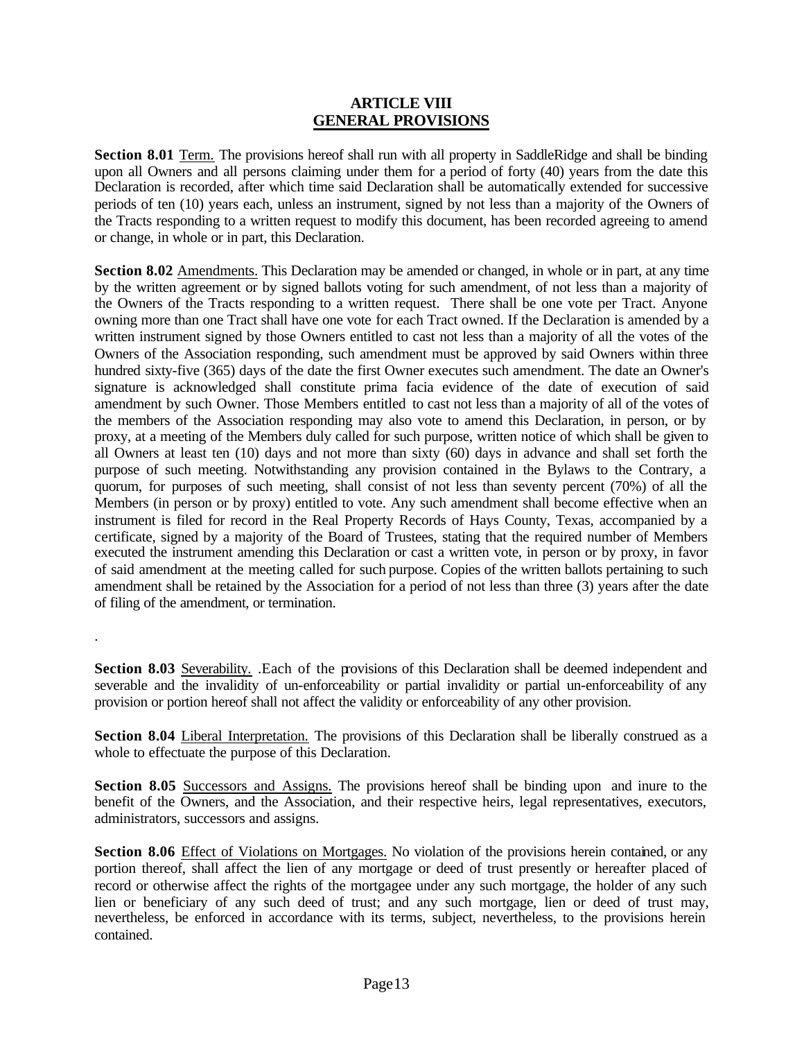## ARTICLE VIII
## GENERAL PROVISIONS

**Section 8.01** Term. The provisions hereof shall run with all property in SaddleRidge and shall be binding upon all Owners and all persons claiming under them for a period of forty (40) years from the date this Declaration is recorded, after which time said Declaration shall be automatically extended for successive periods of ten (10) years each, unless an instrument, signed by not less than a majority of the Owners of the Tracts responding to a written request to modify this document, has been recorded agreeing to amend or change, in whole or in part, this Declaration.

**Section 8.02** Amendments. This Declaration may be amended or changed, in whole or in part, at any time by the written agreement or by signed ballots voting for such amendment, of not less than a majority of the Owners of the Tracts responding to a written request. There shall be one vote per Tract. Anyone owning more than one Tract shall have one vote for each Tract owned. If the Declaration is amended by a written instrument signed by those Owners entitled to cast not less than a majority of all the votes of the Owners of the Association responding, such amendment must be approved by said Owners within three hundred sixty-five (365) days of the date the first Owner executes such amendment. The date an Owner's signature is acknowledged shall constitute prima facia evidence of the date of execution of said amendment by such Owner. Those Members entitled to cast not less than a majority of all of the votes of the members of the Association responding may also vote to amend this Declaration, in person, or by proxy, at a meeting of the Members duly called for such purpose, written notice of which shall be given to all Owners at least ten (10) days and not more than sixty (60) days in advance and shall set forth the purpose of such meeting. Notwithstanding any provision contained in the Bylaws to the Contrary, a quorum, for purposes of such meeting, shall consist of not less than seventy percent (70%) of all the Members (in person or by proxy) entitled to vote. Any such amendment shall become effective when an instrument is filed for record in the Real Property Records of Hays County, Texas, accompanied by a certificate, signed by a majority of the Board of Trustees, stating that the required number of Members executed the instrument amending this Declaration or cast a written vote, in person or by proxy, in favor of said amendment at the meeting called for such purpose. Copies of the written ballots pertaining to such amendment shall be retained by the Association for a period of not less than three (3) years after the date of filing of the amendment, or termination.

.

**Section 8.03** Severability. .Each of the provisions of this Declaration shall be deemed independent and severable and the invalidity of un-enforceability or partial invalidity or partial un-enforceability of any provision or portion hereof shall not affect the validity or enforceability of any other provision.

**Section 8.04** Liberal Interpretation. The provisions of this Declaration shall be liberally construed as a whole to effectuate the purpose of this Declaration.

**Section 8.05** Successors and Assigns. The provisions hereof shall be binding upon and inure to the benefit of the Owners, and the Association, and their respective heirs, legal representatives, executors, administrators, successors and assigns.

**Section 8.06** Effect of Violations on Mortgages. No violation of the provisions herein contained, or any portion thereof, shall affect the lien of any mortgage or deed of trust presently or hereafter placed of record or otherwise affect the rights of the mortgagee under any such mortgage, the holder of any such lien or beneficiary of any such deed of trust; and any such mortgage, lien or deed of trust may, nevertheless, be enforced in accordance with its terms, subject, nevertheless, to the provisions herein contained.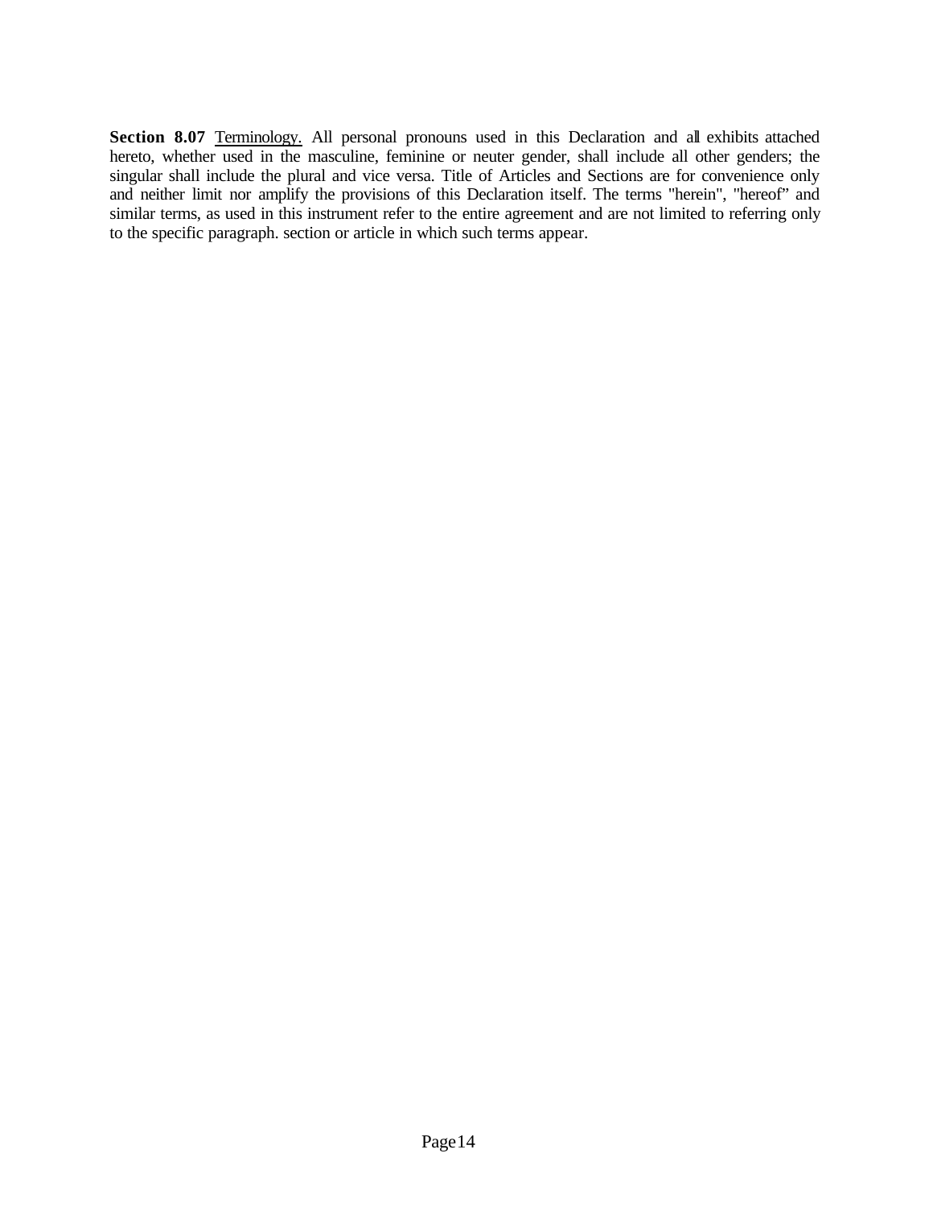**Section 8.07** <u>Terminology.</u> All personal pronouns used in this Declaration and all exhibits attached hereto, whether used in the masculine, feminine or neuter gender, shall include all other genders; the singular shall include the plural and vice versa. Title of Articles and Sections are for convenience only and neither limit nor amplify the provisions of this Declaration itself. The terms "herein", "hereof" and similar terms, as used in this instrument refer to the entire agreement and are not limited to referring only to the specific paragraph. section or article in which such terms appear.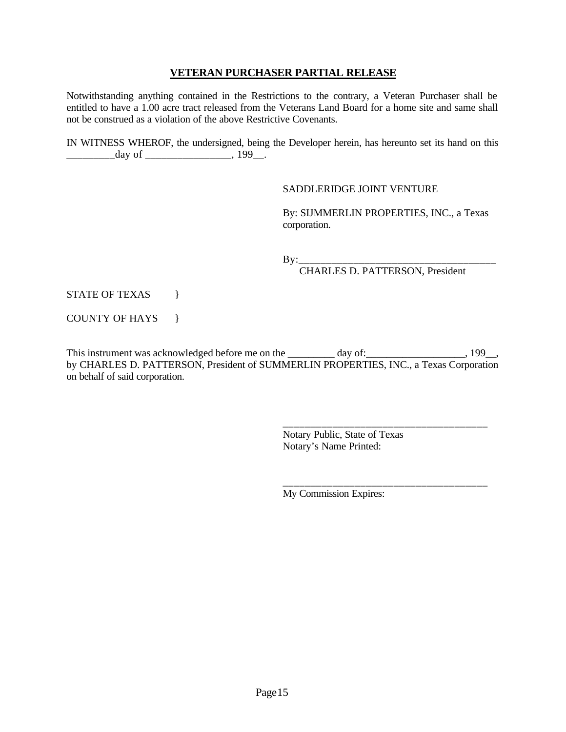## VETERAN PURCHASER PARTIAL RELEASE

Notwithstanding anything contained in the Restrictions to the contrary, a Veteran Purchaser shall be entitled to have a 1.00 acre tract released from the Veterans Land Board for a home site and same shall not be construed as a violation of the above Restrictive Covenants.

IN WITNESS WHEROF, the undersigned, being the Developer herein, has hereunto set its hand on this _________day of ________________, 199__.

SADDLERIDGE JOINT VENTURE

By: SIJMMERLIN PROPERTIES, INC., a Texas corporation.

By:_______________________________________
CHARLES D. PATTERSON, President

STATE OF TEXAS }

COUNTY OF HAYS }

This instrument was acknowledged before me on the _________ day of:___________________, 199__, by CHARLES D. PATTERSON, President of SUMMERLIN PROPERTIES, INC., a Texas Corporation on behalf of said corporation.

________________________________________
Notary Public, State of Texas
Notary's Name Printed:

________________________________________
My Commission Expires: